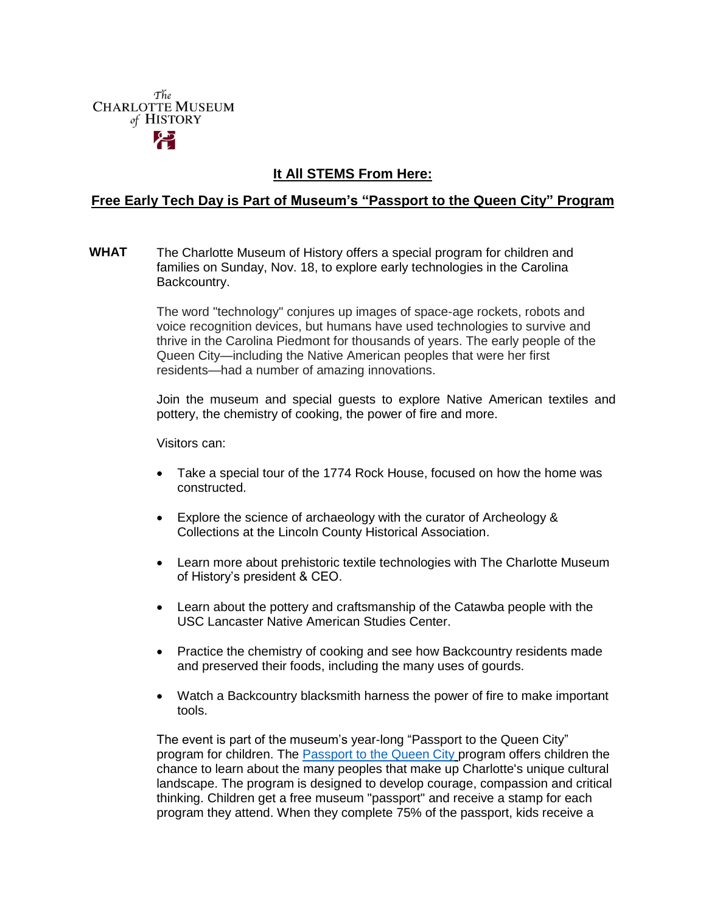The CHARLOTTE MUSEUM of HISTORY

## It All STEMS From Here:

## Free Early Tech Day is Part of Museum's "Passport to the Queen City" Program

**WHAT** The Charlotte Museum of History offers a special program for children and families on Sunday, Nov. 18, to explore early technologies in the Carolina Backcountry.

The word "technology" conjures up images of space-age rockets, robots and voice recognition devices, but humans have used technologies to survive and thrive in the Carolina Piedmont for thousands of years. The early people of the Queen City—including the Native American peoples that were her first residents—had a number of amazing innovations.

Join the museum and special guests to explore Native American textiles and pottery, the chemistry of cooking, the power of fire and more.

Visitors can:

- Take a special tour of the 1774 Rock House, focused on how the home was constructed.
- Explore the science of archaeology with the curator of Archeology & Collections at the Lincoln County Historical Association.
- Learn more about prehistoric textile technologies with The Charlotte Museum of History's president & CEO.
- Learn about the pottery and craftsmanship of the Catawba people with the USC Lancaster Native American Studies Center.
- Practice the chemistry of cooking and see how Backcountry residents made and preserved their foods, including the many uses of gourds.
- Watch a Backcountry blacksmith harness the power of fire to make important tools.

The event is part of the museum's year-long "Passport to the Queen City" program for children. The Passport to the Queen City program offers children the chance to learn about the many peoples that make up Charlotte's unique cultural landscape. The program is designed to develop courage, compassion and critical thinking. Children get a free museum "passport" and receive a stamp for each program they attend. When they complete 75% of the passport, kids receive a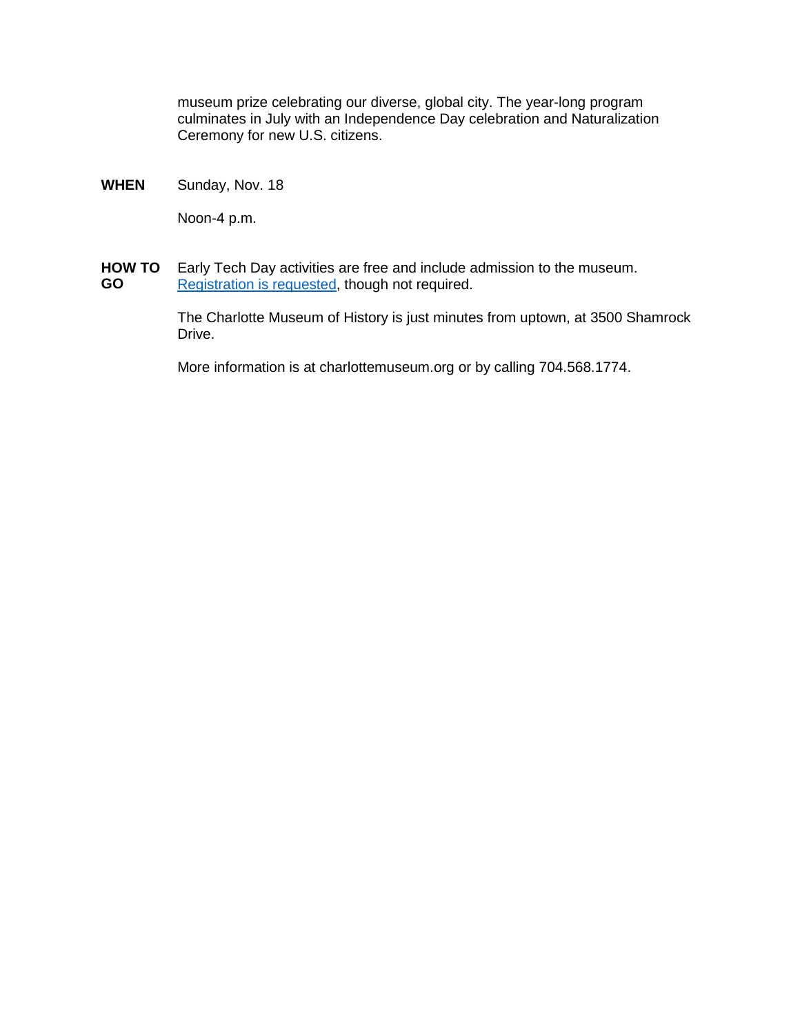museum prize celebrating our diverse, global city. The year-long program culminates in July with an Independence Day celebration and Naturalization Ceremony for new U.S. citizens.

**WHEN** Sunday, Nov. 18

Noon-4 p.m.

**HOW TO GO** Early Tech Day activities are free and include admission to the museum. Registration is requested, though not required.

The Charlotte Museum of History is just minutes from uptown, at 3500 Shamrock Drive.

More information is at charlottemuseum.org or by calling 704.568.1774.